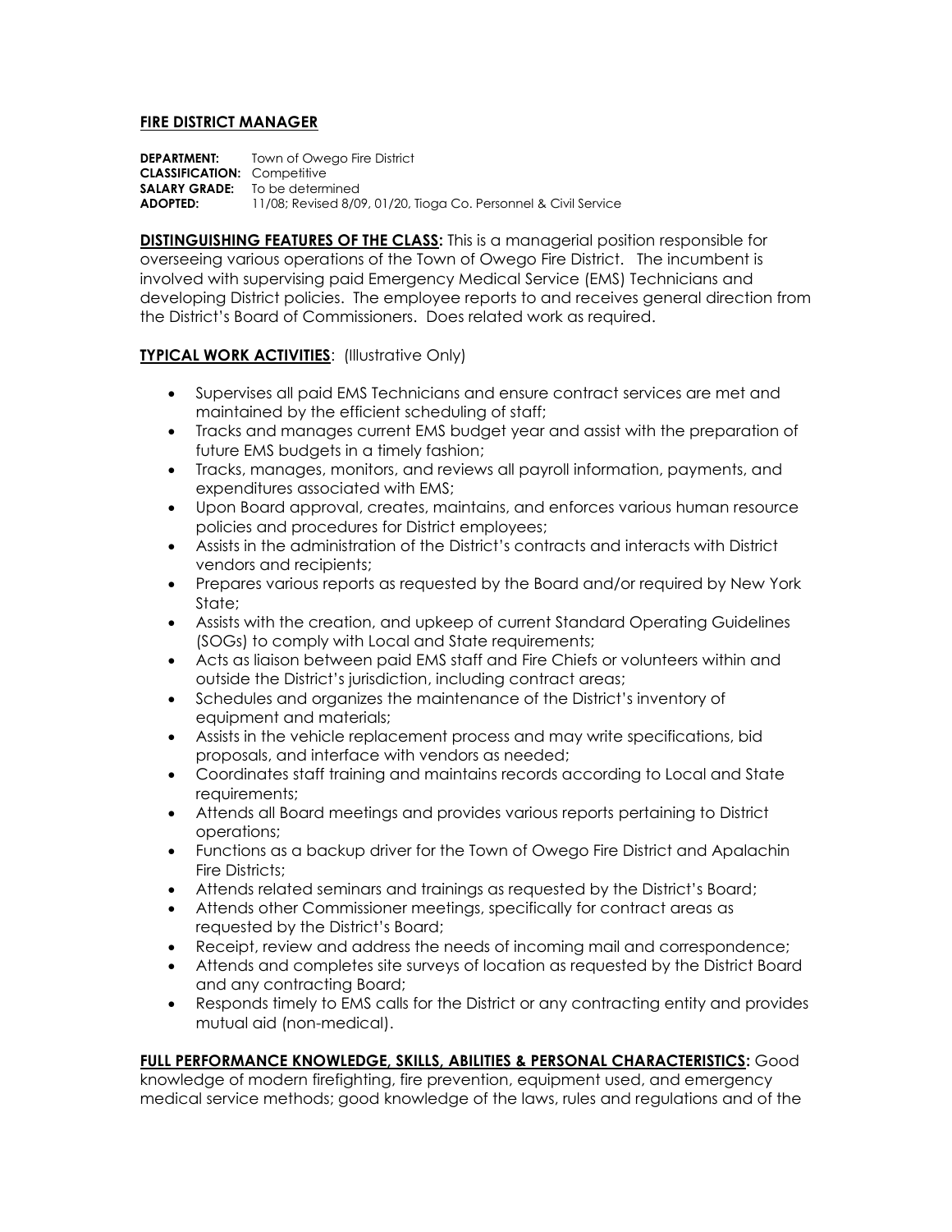## FIRE DISTRICT MANAGER

**DEPARTMENT:** Town of Owego Fire District
**CLASSIFICATION:** Competitive
**SALARY GRADE:** To be determined
**ADOPTED:** 11/08; Revised 8/09, 01/20, Tioga Co. Personnel & Civil Service

**DISTINGUISHING FEATURES OF THE CLASS:** This is a managerial position responsible for overseeing various operations of the Town of Owego Fire District. The incumbent is involved with supervising paid Emergency Medical Service (EMS) Technicians and developing District policies. The employee reports to and receives general direction from the District's Board of Commissioners. Does related work as required.

**TYPICAL WORK ACTIVITIES**: (Illustrative Only)

- Supervises all paid EMS Technicians and ensure contract services are met and maintained by the efficient scheduling of staff;
- Tracks and manages current EMS budget year and assist with the preparation of future EMS budgets in a timely fashion;
- Tracks, manages, monitors, and reviews all payroll information, payments, and expenditures associated with EMS;
- Upon Board approval, creates, maintains, and enforces various human resource policies and procedures for District employees;
- Assists in the administration of the District's contracts and interacts with District vendors and recipients;
- Prepares various reports as requested by the Board and/or required by New York State;
- Assists with the creation, and upkeep of current Standard Operating Guidelines (SOGs) to comply with Local and State requirements;
- Acts as liaison between paid EMS staff and Fire Chiefs or volunteers within and outside the District's jurisdiction, including contract areas;
- Schedules and organizes the maintenance of the District's inventory of equipment and materials;
- Assists in the vehicle replacement process and may write specifications, bid proposals, and interface with vendors as needed;
- Coordinates staff training and maintains records according to Local and State requirements;
- Attends all Board meetings and provides various reports pertaining to District operations;
- Functions as a backup driver for the Town of Owego Fire District and Apalachin Fire Districts;
- Attends related seminars and trainings as requested by the District's Board;
- Attends other Commissioner meetings, specifically for contract areas as requested by the District's Board;
- Receipt, review and address the needs of incoming mail and correspondence;
- Attends and completes site surveys of location as requested by the District Board and any contracting Board;
- Responds timely to EMS calls for the District or any contracting entity and provides mutual aid (non-medical).

**FULL PERFORMANCE KNOWLEDGE, SKILLS, ABILITIES & PERSONAL CHARACTERISTICS:** Good knowledge of modern firefighting, fire prevention, equipment used, and emergency medical service methods; good knowledge of the laws, rules and regulations and of the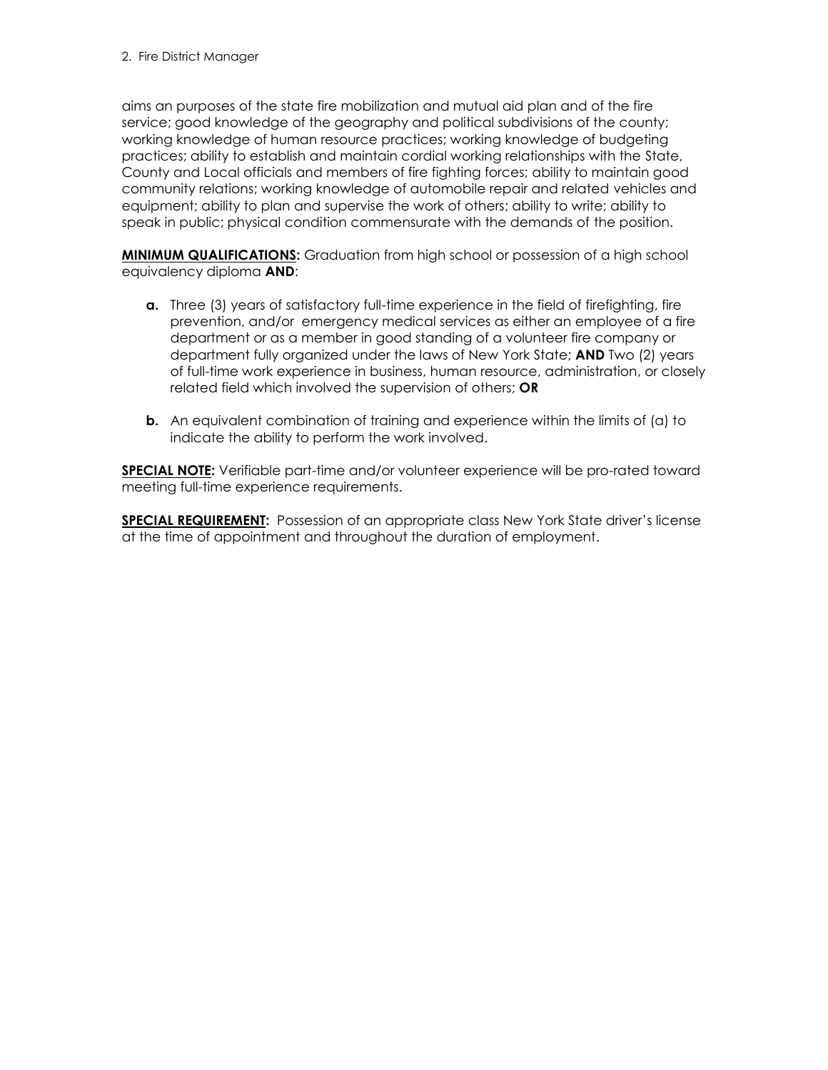aims an purposes of the state fire mobilization and mutual aid plan and of the fire service; good knowledge of the geography and political subdivisions of the county; working knowledge of human resource practices; working knowledge of budgeting practices; ability to establish and maintain cordial working relationships with the State, County and Local officials and members of fire fighting forces; ability to maintain good community relations; working knowledge of automobile repair and related vehicles and equipment; ability to plan and supervise the work of others; ability to write; ability to speak in public; physical condition commensurate with the demands of the position.

**MINIMUM QUALIFICATIONS:** Graduation from high school or possession of a high school equivalency diploma **AND**:

- **a.** Three (3) years of satisfactory full-time experience in the field of firefighting, fire prevention, and/or emergency medical services as either an employee of a fire department or as a member in good standing of a volunteer fire company or department fully organized under the laws of New York State; **AND** Two (2) years of full-time work experience in business, human resource, administration, or closely related field which involved the supervision of others; **OR**

- **b.** An equivalent combination of training and experience within the limits of (a) to indicate the ability to perform the work involved.

**SPECIAL NOTE:** Verifiable part-time and/or volunteer experience will be pro-rated toward meeting full-time experience requirements.

**SPECIAL REQUIREMENT:** Possession of an appropriate class New York State driver's license at the time of appointment and throughout the duration of employment.